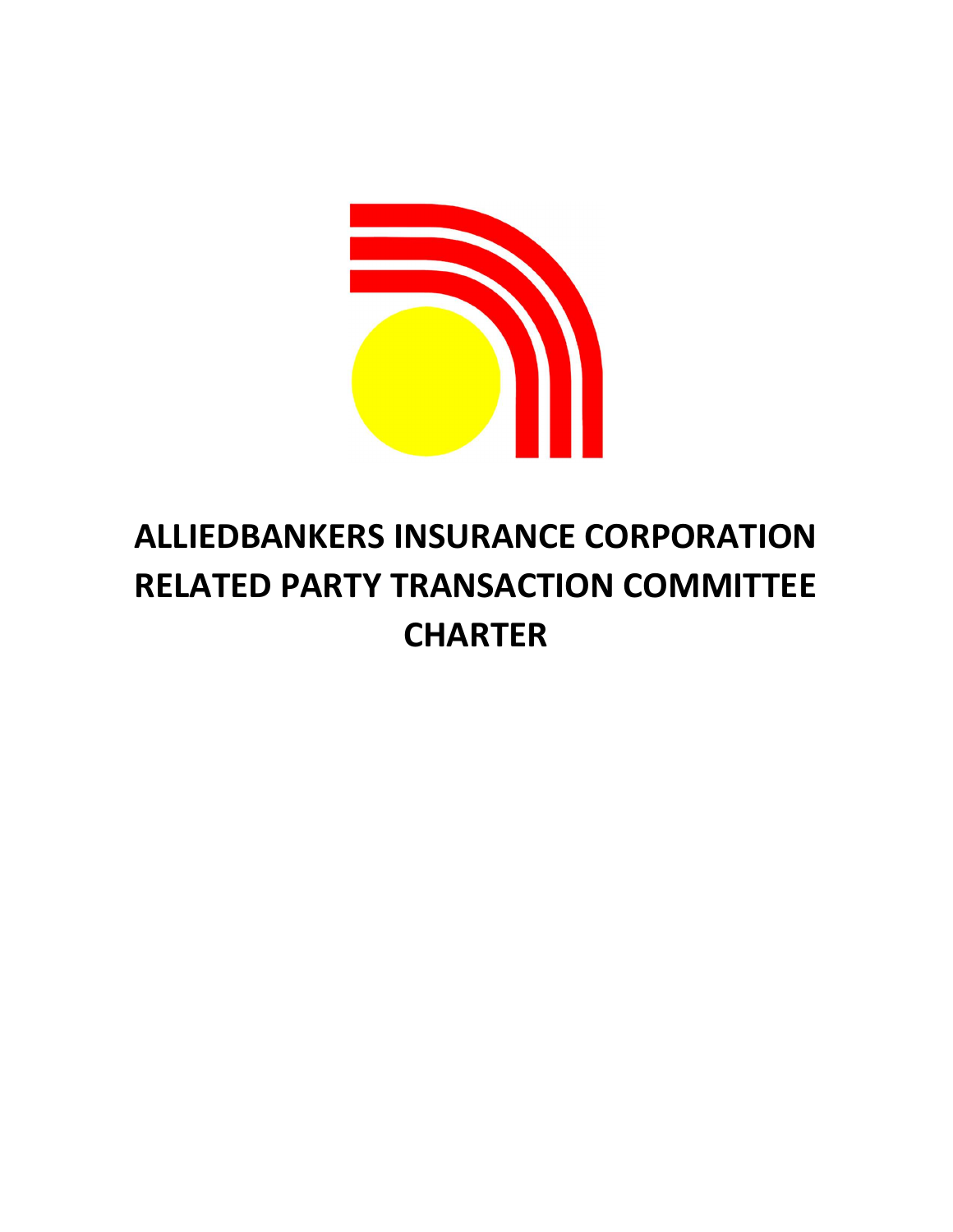# ALLIEDBANKERS INSURANCE CORPORATION RELATED PARTY TRANSACTION COMMITTEE CHARTER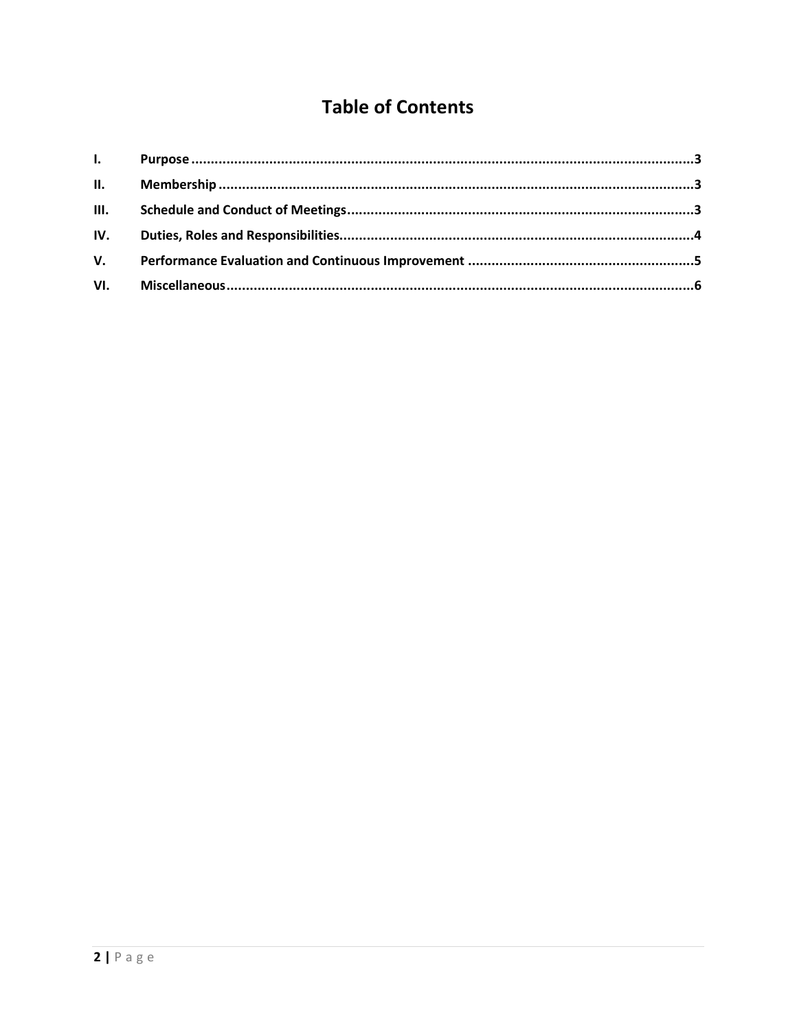# Table of Contents

| | | |
|---|---|---|
| I. | Purpose | 3 |
| II. | Membership | 3 |
| III. | Schedule and Conduct of Meetings | 3 |
| IV. | Duties, Roles and Responsibilities | 4 |
| V. | Performance Evaluation and Continuous Improvement | 5 |
| VI. | Miscellaneous | 6 |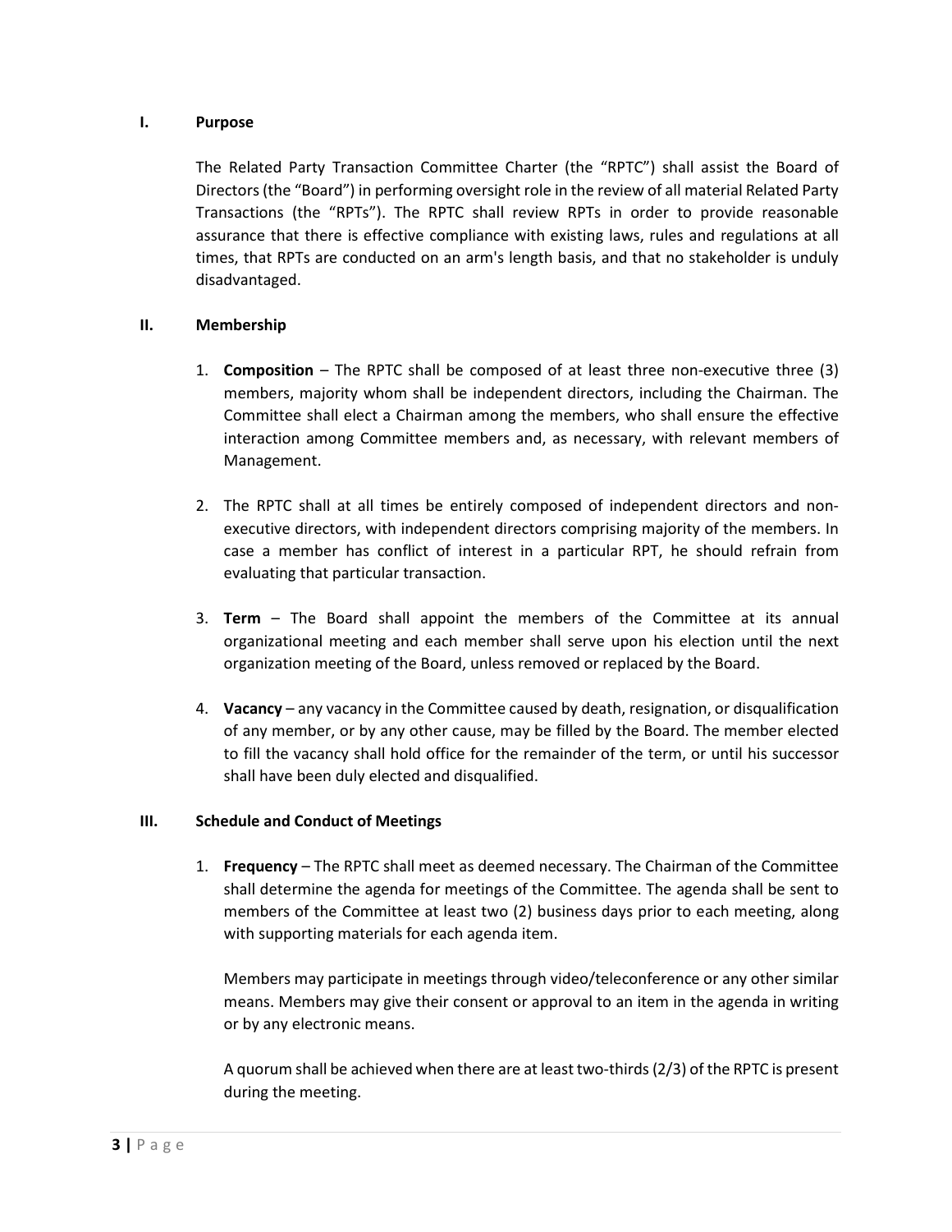## I. Purpose

The Related Party Transaction Committee Charter (the "RPTC") shall assist the Board of Directors (the "Board") in performing oversight role in the review of all material Related Party Transactions (the "RPTs"). The RPTC shall review RPTs in order to provide reasonable assurance that there is effective compliance with existing laws, rules and regulations at all times, that RPTs are conducted on an arm's length basis, and that no stakeholder is unduly disadvantaged.

## II. Membership

1. **Composition** – The RPTC shall be composed of at least three non-executive three (3) members, majority whom shall be independent directors, including the Chairman. The Committee shall elect a Chairman among the members, who shall ensure the effective interaction among Committee members and, as necessary, with relevant members of Management.

2. The RPTC shall at all times be entirely composed of independent directors and non-executive directors, with independent directors comprising majority of the members. In case a member has conflict of interest in a particular RPT, he should refrain from evaluating that particular transaction.

3. **Term** – The Board shall appoint the members of the Committee at its annual organizational meeting and each member shall serve upon his election until the next organization meeting of the Board, unless removed or replaced by the Board.

4. **Vacancy** – any vacancy in the Committee caused by death, resignation, or disqualification of any member, or by any other cause, may be filled by the Board. The member elected to fill the vacancy shall hold office for the remainder of the term, or until his successor shall have been duly elected and disqualified.

## III. Schedule and Conduct of Meetings

1. **Frequency** – The RPTC shall meet as deemed necessary. The Chairman of the Committee shall determine the agenda for meetings of the Committee. The agenda shall be sent to members of the Committee at least two (2) business days prior to each meeting, along with supporting materials for each agenda item.

   Members may participate in meetings through video/teleconference or any other similar means. Members may give their consent or approval to an item in the agenda in writing or by any electronic means.

   A quorum shall be achieved when there are at least two-thirds (2/3) of the RPTC is present during the meeting.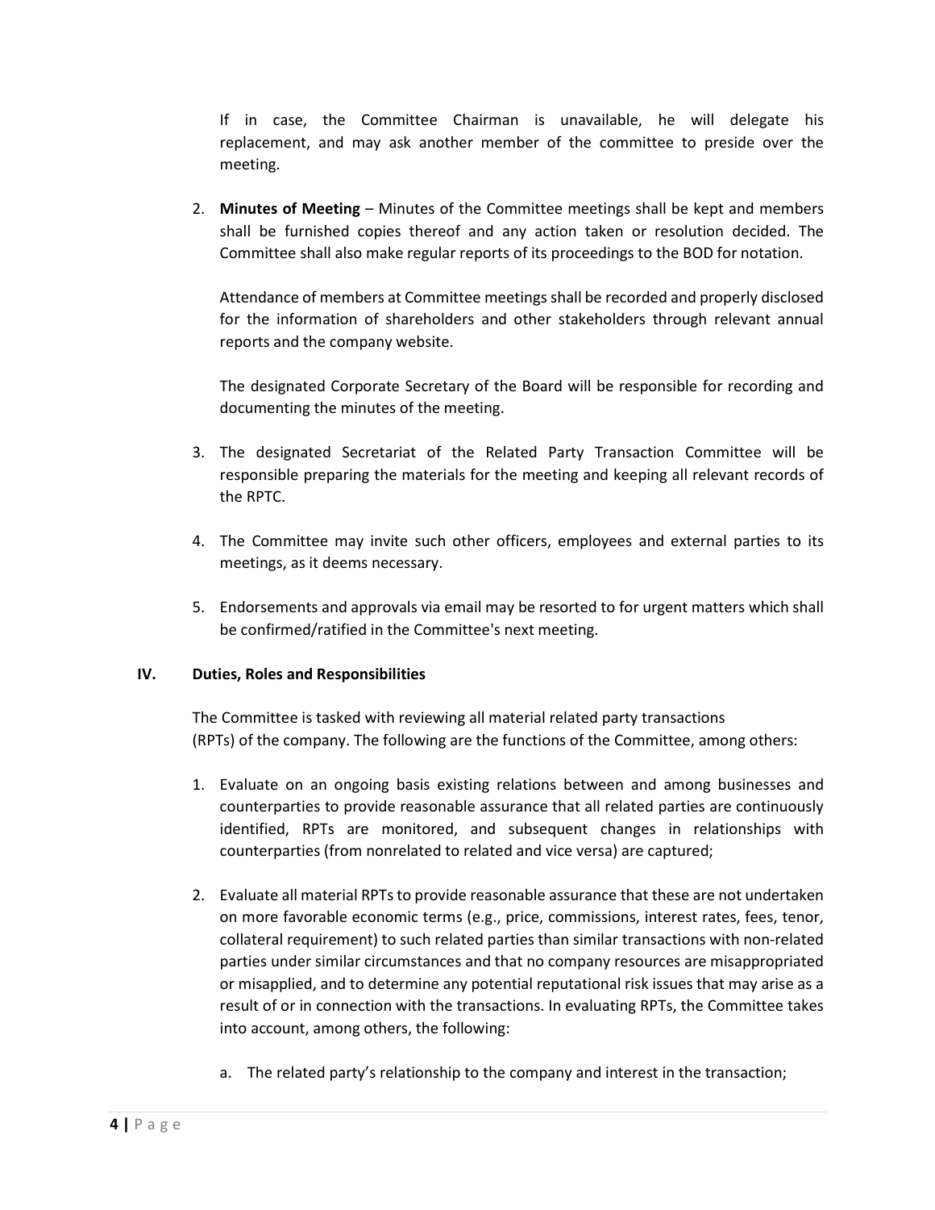If in case, the Committee Chairman is unavailable, he will delegate his replacement, and may ask another member of the committee to preside over the meeting.

2. **Minutes of Meeting** – Minutes of the Committee meetings shall be kept and members shall be furnished copies thereof and any action taken or resolution decided. The Committee shall also make regular reports of its proceedings to the BOD for notation.

   Attendance of members at Committee meetings shall be recorded and properly disclosed for the information of shareholders and other stakeholders through relevant annual reports and the company website.

   The designated Corporate Secretary of the Board will be responsible for recording and documenting the minutes of the meeting.

3. The designated Secretariat of the Related Party Transaction Committee will be responsible preparing the materials for the meeting and keeping all relevant records of the RPTC.

4. The Committee may invite such other officers, employees and external parties to its meetings, as it deems necessary.

5. Endorsements and approvals via email may be resorted to for urgent matters which shall be confirmed/ratified in the Committee's next meeting.

## IV. Duties, Roles and Responsibilities

The Committee is tasked with reviewing all material related party transactions (RPTs) of the company. The following are the functions of the Committee, among others:

1. Evaluate on an ongoing basis existing relations between and among businesses and counterparties to provide reasonable assurance that all related parties are continuously identified, RPTs are monitored, and subsequent changes in relationships with counterparties (from nonrelated to related and vice versa) are captured;

2. Evaluate all material RPTs to provide reasonable assurance that these are not undertaken on more favorable economic terms (e.g., price, commissions, interest rates, fees, tenor, collateral requirement) to such related parties than similar transactions with non-related parties under similar circumstances and that no company resources are misappropriated or misapplied, and to determine any potential reputational risk issues that may arise as a result of or in connection with the transactions. In evaluating RPTs, the Committee takes into account, among others, the following:

   a. The related party's relationship to the company and interest in the transaction;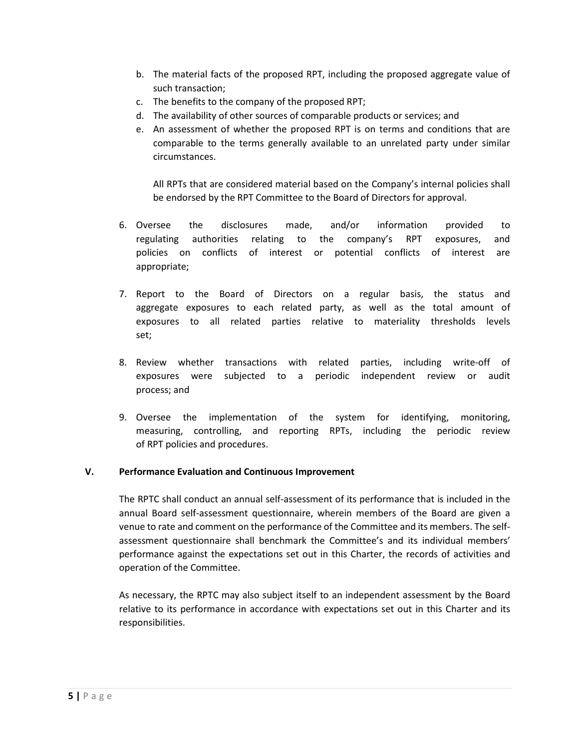b. The material facts of the proposed RPT, including the proposed aggregate value of such transaction;
   c. The benefits to the company of the proposed RPT;
   d. The availability of other sources of comparable products or services; and
   e. An assessment of whether the proposed RPT is on terms and conditions that are comparable to the terms generally available to an unrelated party under similar circumstances.

   All RPTs that are considered material based on the Company's internal policies shall be endorsed by the RPT Committee to the Board of Directors for approval.

6. Oversee the disclosures made, and/or information provided to regulating authorities relating to the company's RPT exposures, and policies on conflicts of interest or potential conflicts of interest are appropriate;

7. Report to the Board of Directors on a regular basis, the status and aggregate exposures to each related party, as well as the total amount of exposures to all related parties relative to materiality thresholds levels set;

8. Review whether transactions with related parties, including write-off of exposures were subjected to a periodic independent review or audit process; and

9. Oversee the implementation of the system for identifying, monitoring, measuring, controlling, and reporting RPTs, including the periodic review of RPT policies and procedures.

## V. Performance Evaluation and Continuous Improvement

The RPTC shall conduct an annual self-assessment of its performance that is included in the annual Board self-assessment questionnaire, wherein members of the Board are given a venue to rate and comment on the performance of the Committee and its members. The self-assessment questionnaire shall benchmark the Committee's and its individual members' performance against the expectations set out in this Charter, the records of activities and operation of the Committee.

As necessary, the RPTC may also subject itself to an independent assessment by the Board relative to its performance in accordance with expectations set out in this Charter and its responsibilities.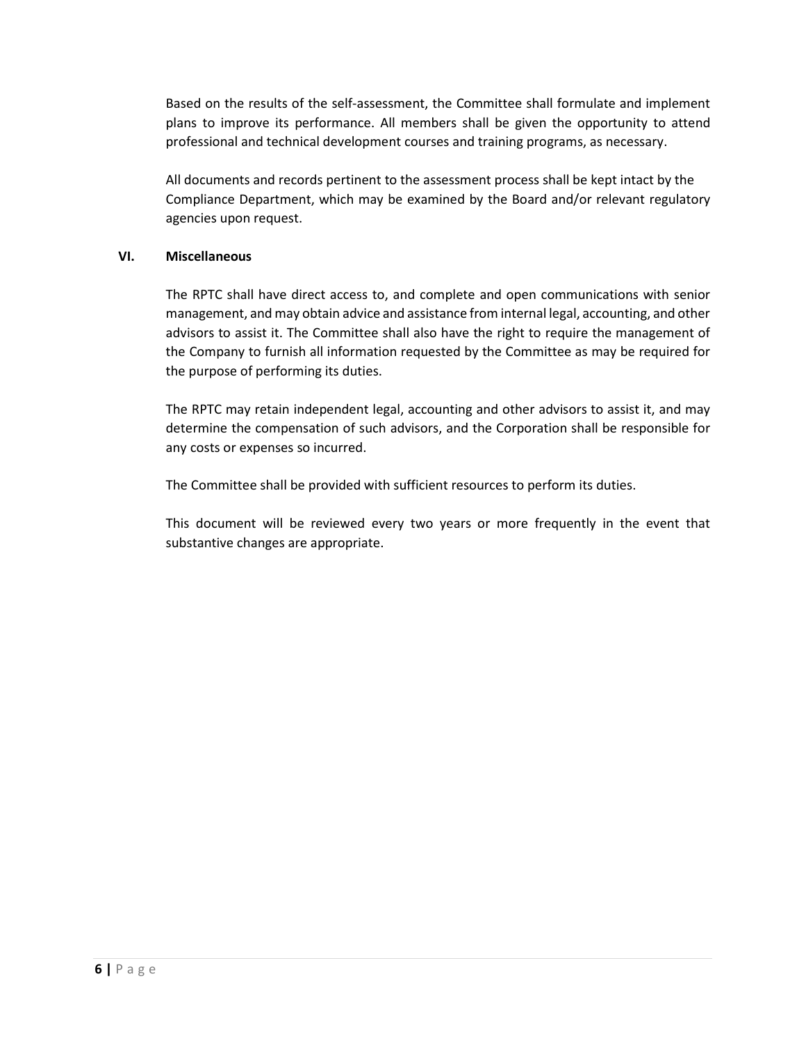Based on the results of the self-assessment, the Committee shall formulate and implement plans to improve its performance. All members shall be given the opportunity to attend professional and technical development courses and training programs, as necessary.

All documents and records pertinent to the assessment process shall be kept intact by the Compliance Department, which may be examined by the Board and/or relevant regulatory agencies upon request.

## VI. Miscellaneous

The RPTC shall have direct access to, and complete and open communications with senior management, and may obtain advice and assistance from internal legal, accounting, and other advisors to assist it. The Committee shall also have the right to require the management of the Company to furnish all information requested by the Committee as may be required for the purpose of performing its duties.

The RPTC may retain independent legal, accounting and other advisors to assist it, and may determine the compensation of such advisors, and the Corporation shall be responsible for any costs or expenses so incurred.

The Committee shall be provided with sufficient resources to perform its duties.

This document will be reviewed every two years or more frequently in the event that substantive changes are appropriate.